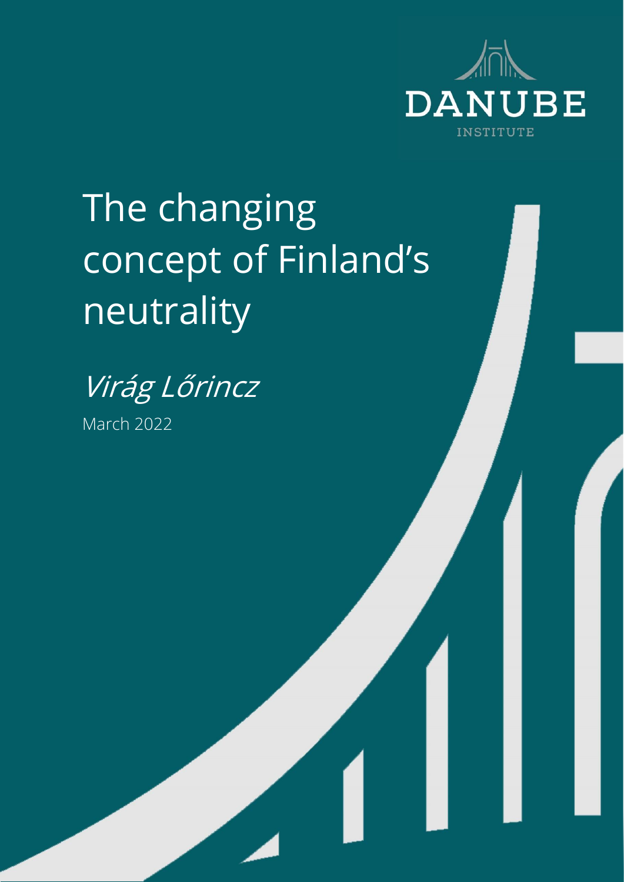DANUBE INSTITUTE

# The changing concept of Finland's neutrality

*Virág Lőrincz*

March 2022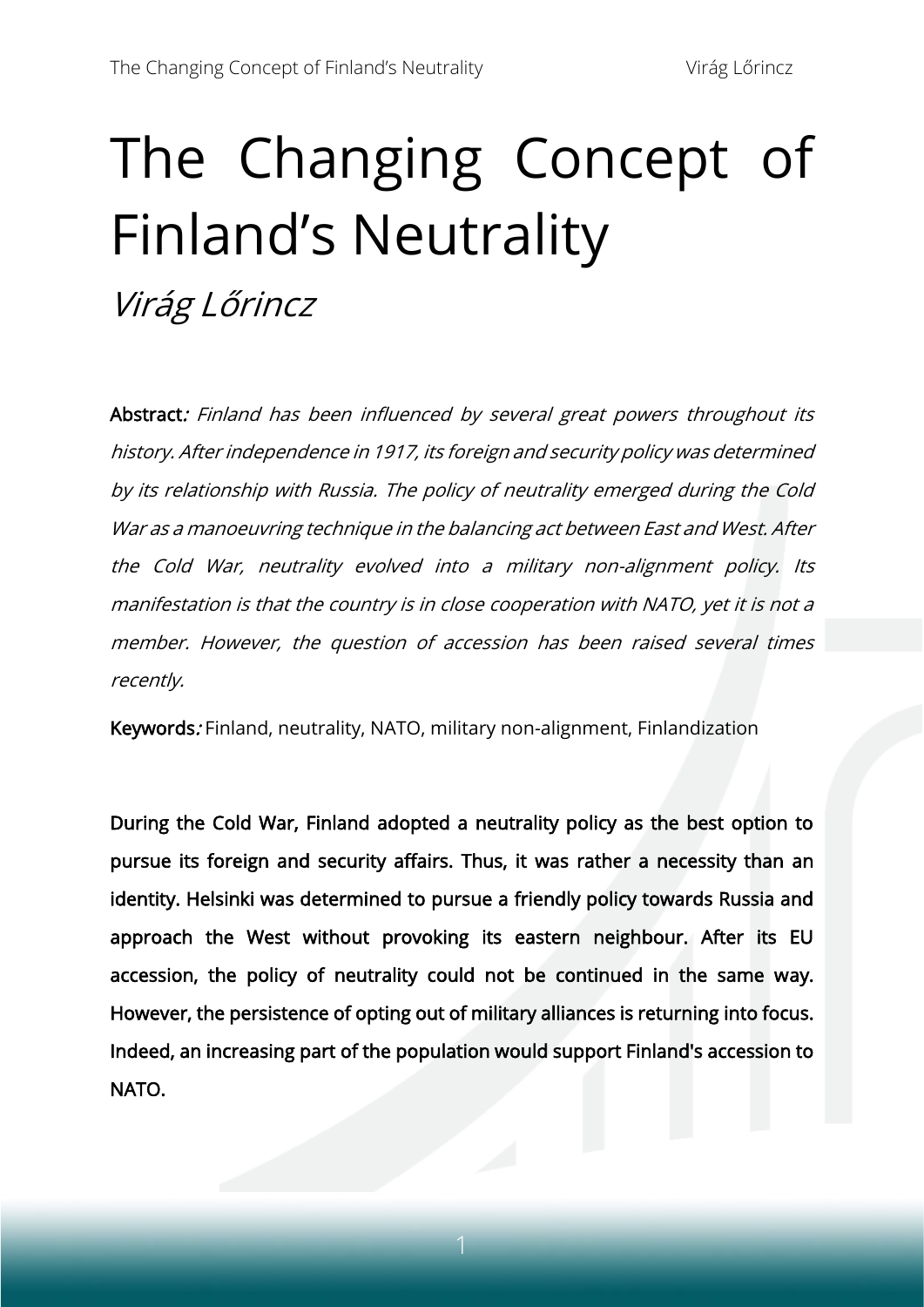# The Changing Concept of Finland's Neutrality

*Virág Lőrincz*

**Abstract**: *Finland has been influenced by several great powers throughout its history. After independence in 1917, its foreign and security policy was determined by its relationship with Russia. The policy of neutrality emerged during the Cold War as a manoeuvring technique in the balancing act between East and West. After the Cold War, neutrality evolved into a military non-alignment policy. Its manifestation is that the country is in close cooperation with NATO, yet it is not a member. However, the question of accession has been raised several times recently.*

**Keywords**: Finland, neutrality, NATO, military non-alignment, Finlandization

**During the Cold War, Finland adopted a neutrality policy as the best option to pursue its foreign and security affairs. Thus, it was rather a necessity than an identity. Helsinki was determined to pursue a friendly policy towards Russia and approach the West without provoking its eastern neighbour. After its EU accession, the policy of neutrality could not be continued in the same way. However, the persistence of opting out of military alliances is returning into focus. Indeed, an increasing part of the population would support Finland's accession to NATO.**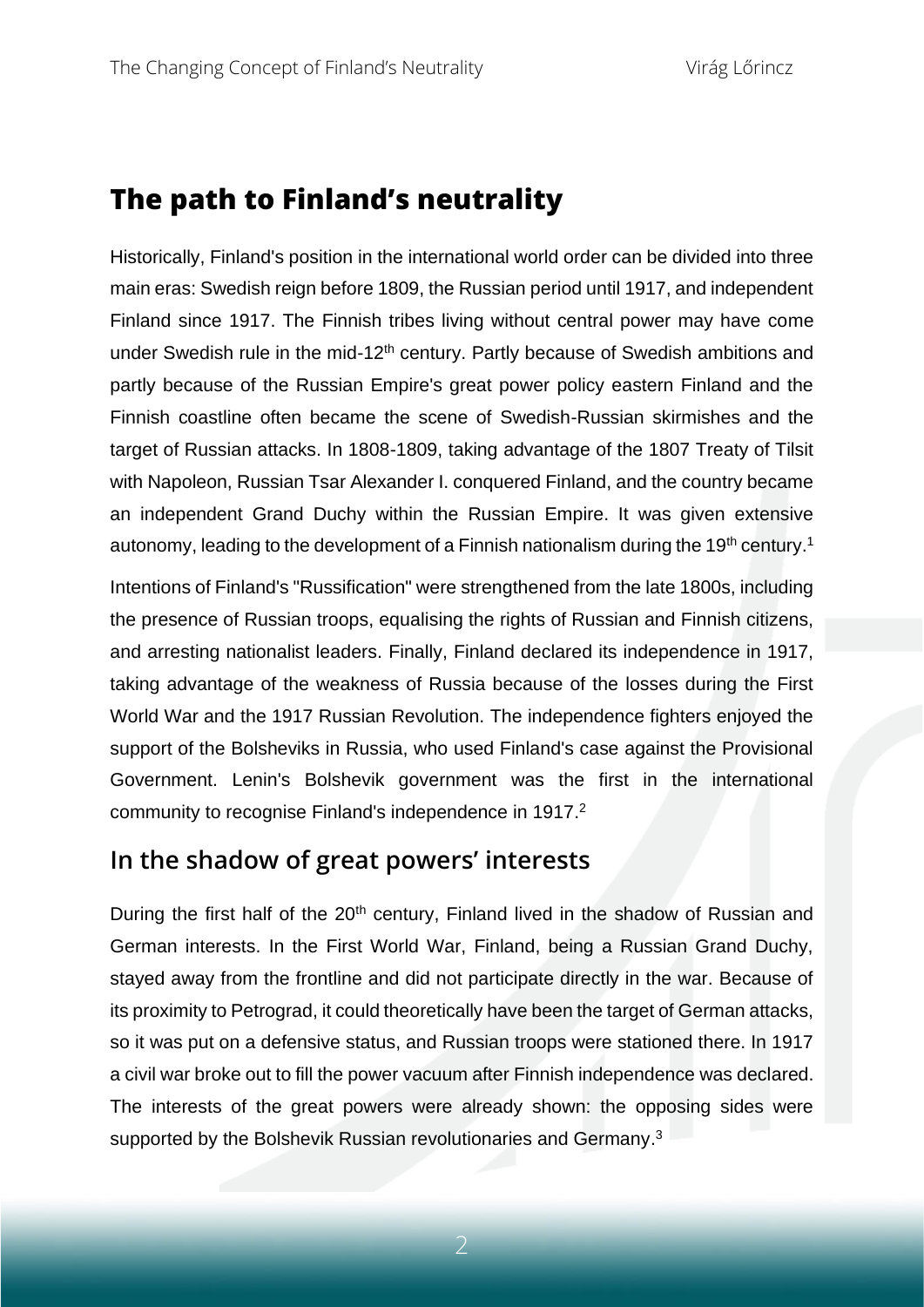## The path to Finland's neutrality

Historically, Finland's position in the international world order can be divided into three main eras: Swedish reign before 1809, the Russian period until 1917, and independent Finland since 1917. The Finnish tribes living without central power may have come under Swedish rule in the mid-12th century. Partly because of Swedish ambitions and partly because of the Russian Empire's great power policy eastern Finland and the Finnish coastline often became the scene of Swedish-Russian skirmishes and the target of Russian attacks. In 1808-1809, taking advantage of the 1807 Treaty of Tilsit with Napoleon, Russian Tsar Alexander I. conquered Finland, and the country became an independent Grand Duchy within the Russian Empire. It was given extensive autonomy, leading to the development of a Finnish nationalism during the 19th century.[1]

Intentions of Finland's "Russification" were strengthened from the late 1800s, including the presence of Russian troops, equalising the rights of Russian and Finnish citizens, and arresting nationalist leaders. Finally, Finland declared its independence in 1917, taking advantage of the weakness of Russia because of the losses during the First World War and the 1917 Russian Revolution. The independence fighters enjoyed the support of the Bolsheviks in Russia, who used Finland's case against the Provisional Government. Lenin's Bolshevik government was the first in the international community to recognise Finland's independence in 1917.[2]

### In the shadow of great powers' interests

During the first half of the 20th century, Finland lived in the shadow of Russian and German interests. In the First World War, Finland, being a Russian Grand Duchy, stayed away from the frontline and did not participate directly in the war. Because of its proximity to Petrograd, it could theoretically have been the target of German attacks, so it was put on a defensive status, and Russian troops were stationed there. In 1917 a civil war broke out to fill the power vacuum after Finnish independence was declared. The interests of the great powers were already shown: the opposing sides were supported by the Bolshevik Russian revolutionaries and Germany.[3]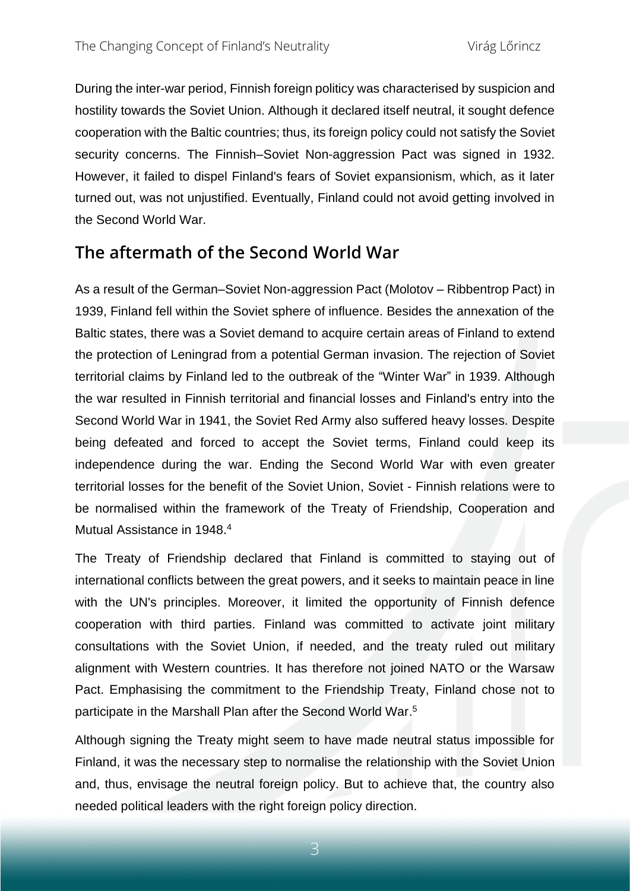During the inter-war period, Finnish foreign politicy was characterised by suspicion and hostility towards the Soviet Union. Although it declared itself neutral, it sought defence cooperation with the Baltic countries; thus, its foreign policy could not satisfy the Soviet security concerns. The Finnish–Soviet Non-aggression Pact was signed in 1932. However, it failed to dispel Finland's fears of Soviet expansionism, which, as it later turned out, was not unjustified. Eventually, Finland could not avoid getting involved in the Second World War.

## The aftermath of the Second World War

As a result of the German–Soviet Non-aggression Pact (Molotov – Ribbentrop Pact) in 1939, Finland fell within the Soviet sphere of influence. Besides the annexation of the Baltic states, there was a Soviet demand to acquire certain areas of Finland to extend the protection of Leningrad from a potential German invasion. The rejection of Soviet territorial claims by Finland led to the outbreak of the "Winter War" in 1939. Although the war resulted in Finnish territorial and financial losses and Finland's entry into the Second World War in 1941, the Soviet Red Army also suffered heavy losses. Despite being defeated and forced to accept the Soviet terms, Finland could keep its independence during the war. Ending the Second World War with even greater territorial losses for the benefit of the Soviet Union, Soviet - Finnish relations were to be normalised within the framework of the Treaty of Friendship, Cooperation and Mutual Assistance in 1948.[4]

The Treaty of Friendship declared that Finland is committed to staying out of international conflicts between the great powers, and it seeks to maintain peace in line with the UN's principles. Moreover, it limited the opportunity of Finnish defence cooperation with third parties. Finland was committed to activate joint military consultations with the Soviet Union, if needed, and the treaty ruled out military alignment with Western countries. It has therefore not joined NATO or the Warsaw Pact. Emphasising the commitment to the Friendship Treaty, Finland chose not to participate in the Marshall Plan after the Second World War.[5]

Although signing the Treaty might seem to have made neutral status impossible for Finland, it was the necessary step to normalise the relationship with the Soviet Union and, thus, envisage the neutral foreign policy. But to achieve that, the country also needed political leaders with the right foreign policy direction.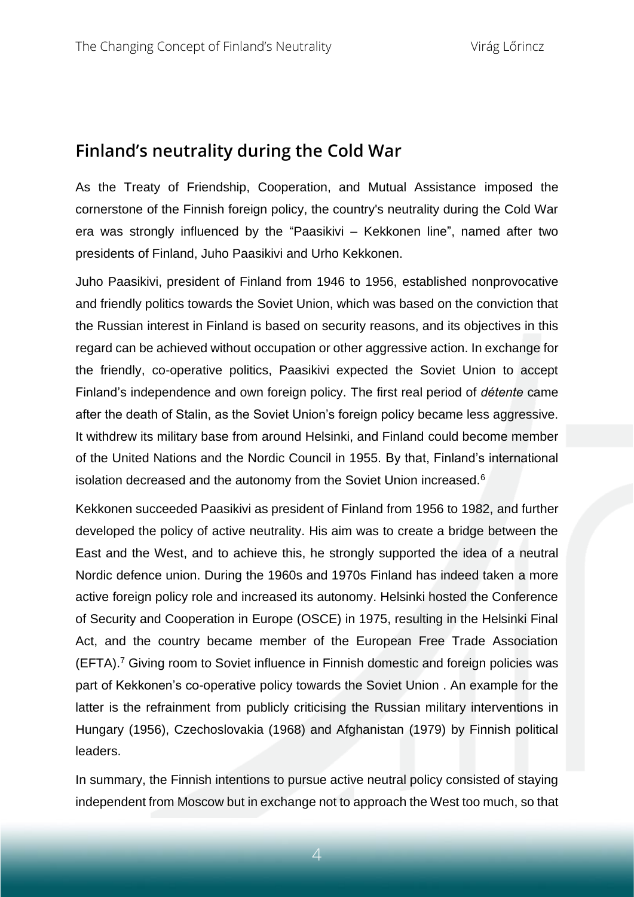## Finland's neutrality during the Cold War

As the Treaty of Friendship, Cooperation, and Mutual Assistance imposed the cornerstone of the Finnish foreign policy, the country's neutrality during the Cold War era was strongly influenced by the "Paasikivi – Kekkonen line", named after two presidents of Finland, Juho Paasikivi and Urho Kekkonen.

Juho Paasikivi, president of Finland from 1946 to 1956, established nonprovocative and friendly politics towards the Soviet Union, which was based on the conviction that the Russian interest in Finland is based on security reasons, and its objectives in this regard can be achieved without occupation or other aggressive action. In exchange for the friendly, co-operative politics, Paasikivi expected the Soviet Union to accept Finland's independence and own foreign policy. The first real period of *détente* came after the death of Stalin, as the Soviet Union's foreign policy became less aggressive. It withdrew its military base from around Helsinki, and Finland could become member of the United Nations and the Nordic Council in 1955. By that, Finland's international isolation decreased and the autonomy from the Soviet Union increased.[6]

Kekkonen succeeded Paasikivi as president of Finland from 1956 to 1982, and further developed the policy of active neutrality. His aim was to create a bridge between the East and the West, and to achieve this, he strongly supported the idea of a neutral Nordic defence union. During the 1960s and 1970s Finland has indeed taken a more active foreign policy role and increased its autonomy. Helsinki hosted the Conference of Security and Cooperation in Europe (OSCE) in 1975, resulting in the Helsinki Final Act, and the country became member of the European Free Trade Association (EFTA).[7] Giving room to Soviet influence in Finnish domestic and foreign policies was part of Kekkonen's co-operative policy towards the Soviet Union . An example for the latter is the refrainment from publicly criticising the Russian military interventions in Hungary (1956), Czechoslovakia (1968) and Afghanistan (1979) by Finnish political leaders.

In summary, the Finnish intentions to pursue active neutral policy consisted of staying independent from Moscow but in exchange not to approach the West too much, so that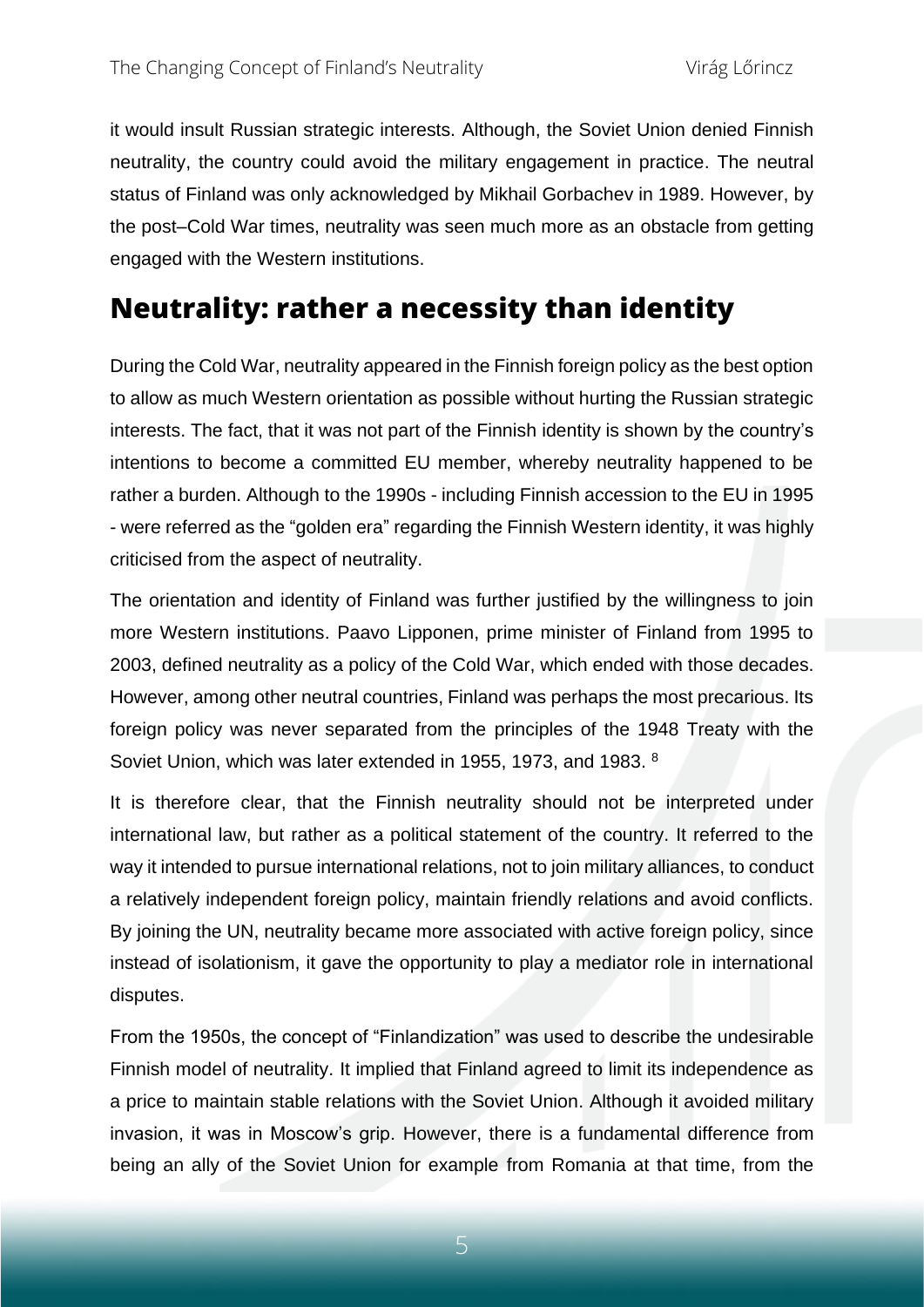it would insult Russian strategic interests. Although, the Soviet Union denied Finnish neutrality, the country could avoid the military engagement in practice. The neutral status of Finland was only acknowledged by Mikhail Gorbachev in 1989. However, by the post–Cold War times, neutrality was seen much more as an obstacle from getting engaged with the Western institutions.

## Neutrality: rather a necessity than identity

During the Cold War, neutrality appeared in the Finnish foreign policy as the best option to allow as much Western orientation as possible without hurting the Russian strategic interests. The fact, that it was not part of the Finnish identity is shown by the country's intentions to become a committed EU member, whereby neutrality happened to be rather a burden. Although to the 1990s - including Finnish accession to the EU in 1995 - were referred as the "golden era" regarding the Finnish Western identity, it was highly criticised from the aspect of neutrality.

The orientation and identity of Finland was further justified by the willingness to join more Western institutions. Paavo Lipponen, prime minister of Finland from 1995 to 2003, defined neutrality as a policy of the Cold War, which ended with those decades. However, among other neutral countries, Finland was perhaps the most precarious. Its foreign policy was never separated from the principles of the 1948 Treaty with the Soviet Union, which was later extended in 1955, 1973, and 1983. [8]

It is therefore clear, that the Finnish neutrality should not be interpreted under international law, but rather as a political statement of the country. It referred to the way it intended to pursue international relations, not to join military alliances, to conduct a relatively independent foreign policy, maintain friendly relations and avoid conflicts. By joining the UN, neutrality became more associated with active foreign policy, since instead of isolationism, it gave the opportunity to play a mediator role in international disputes.

From the 1950s, the concept of "Finlandization" was used to describe the undesirable Finnish model of neutrality. It implied that Finland agreed to limit its independence as a price to maintain stable relations with the Soviet Union. Although it avoided military invasion, it was in Moscow's grip. However, there is a fundamental difference from being an ally of the Soviet Union for example from Romania at that time, from the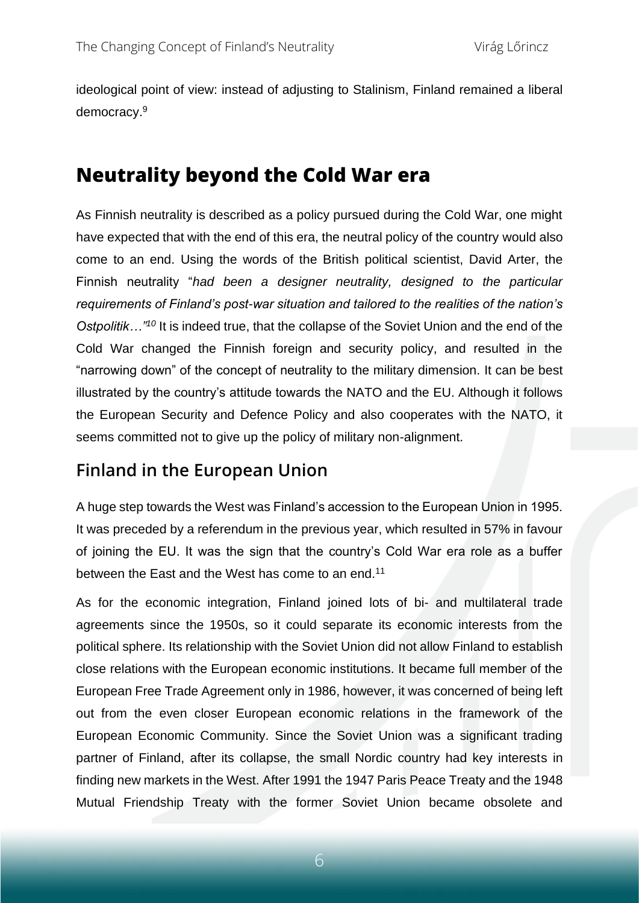ideological point of view: instead of adjusting to Stalinism, Finland remained a liberal democracy.[9]

## Neutrality beyond the Cold War era

As Finnish neutrality is described as a policy pursued during the Cold War, one might have expected that with the end of this era, the neutral policy of the country would also come to an end. Using the words of the British political scientist, David Arter, the Finnish neutrality "*had been a designer neutrality, designed to the particular requirements of Finland's post-war situation and tailored to the realities of the nation's Ostpolitik…"[10]* It is indeed true, that the collapse of the Soviet Union and the end of the Cold War changed the Finnish foreign and security policy, and resulted in the "narrowing down" of the concept of neutrality to the military dimension. It can be best illustrated by the country's attitude towards the NATO and the EU. Although it follows the European Security and Defence Policy and also cooperates with the NATO, it seems committed not to give up the policy of military non-alignment.

### Finland in the European Union

A huge step towards the West was Finland's accession to the European Union in 1995. It was preceded by a referendum in the previous year, which resulted in 57% in favour of joining the EU. It was the sign that the country's Cold War era role as a buffer between the East and the West has come to an end.[11]

As for the economic integration, Finland joined lots of bi- and multilateral trade agreements since the 1950s, so it could separate its economic interests from the political sphere. Its relationship with the Soviet Union did not allow Finland to establish close relations with the European economic institutions. It became full member of the European Free Trade Agreement only in 1986, however, it was concerned of being left out from the even closer European economic relations in the framework of the European Economic Community. Since the Soviet Union was a significant trading partner of Finland, after its collapse, the small Nordic country had key interests in finding new markets in the West. After 1991 the 1947 Paris Peace Treaty and the 1948 Mutual Friendship Treaty with the former Soviet Union became obsolete and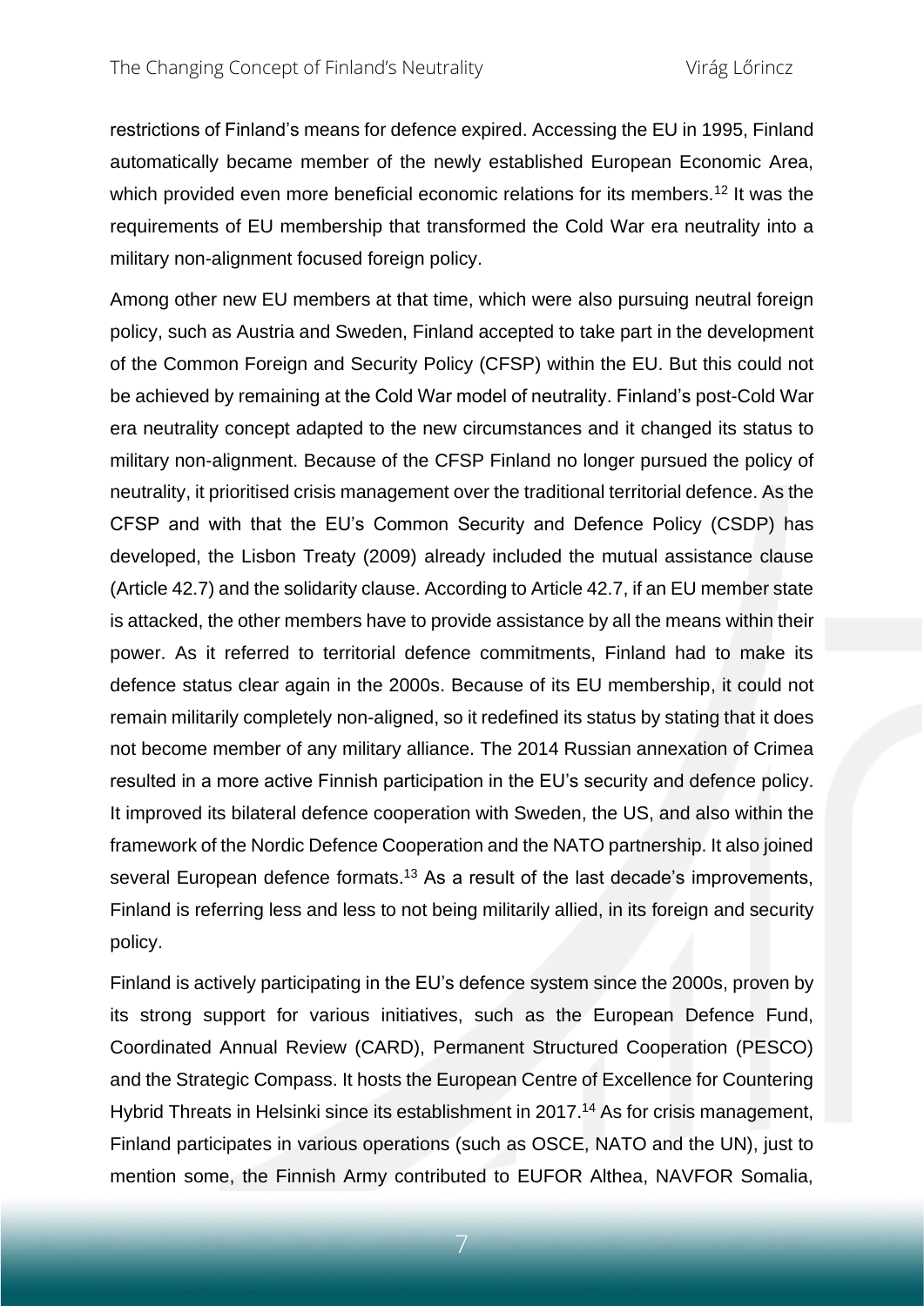restrictions of Finland's means for defence expired. Accessing the EU in 1995, Finland automatically became member of the newly established European Economic Area, which provided even more beneficial economic relations for its members.[12] It was the requirements of EU membership that transformed the Cold War era neutrality into a military non-alignment focused foreign policy.

Among other new EU members at that time, which were also pursuing neutral foreign policy, such as Austria and Sweden, Finland accepted to take part in the development of the Common Foreign and Security Policy (CFSP) within the EU. But this could not be achieved by remaining at the Cold War model of neutrality. Finland's post-Cold War era neutrality concept adapted to the new circumstances and it changed its status to military non-alignment. Because of the CFSP Finland no longer pursued the policy of neutrality, it prioritised crisis management over the traditional territorial defence. As the CFSP and with that the EU's Common Security and Defence Policy (CSDP) has developed, the Lisbon Treaty (2009) already included the mutual assistance clause (Article 42.7) and the solidarity clause. According to Article 42.7, if an EU member state is attacked, the other members have to provide assistance by all the means within their power. As it referred to territorial defence commitments, Finland had to make its defence status clear again in the 2000s. Because of its EU membership, it could not remain militarily completely non-aligned, so it redefined its status by stating that it does not become member of any military alliance. The 2014 Russian annexation of Crimea resulted in a more active Finnish participation in the EU's security and defence policy. It improved its bilateral defence cooperation with Sweden, the US, and also within the framework of the Nordic Defence Cooperation and the NATO partnership. It also joined several European defence formats.[13] As a result of the last decade's improvements, Finland is referring less and less to not being militarily allied, in its foreign and security policy.

Finland is actively participating in the EU's defence system since the 2000s, proven by its strong support for various initiatives, such as the European Defence Fund, Coordinated Annual Review (CARD), Permanent Structured Cooperation (PESCO) and the Strategic Compass. It hosts the European Centre of Excellence for Countering Hybrid Threats in Helsinki since its establishment in 2017.[14] As for crisis management, Finland participates in various operations (such as OSCE, NATO and the UN), just to mention some, the Finnish Army contributed to EUFOR Althea, NAVFOR Somalia,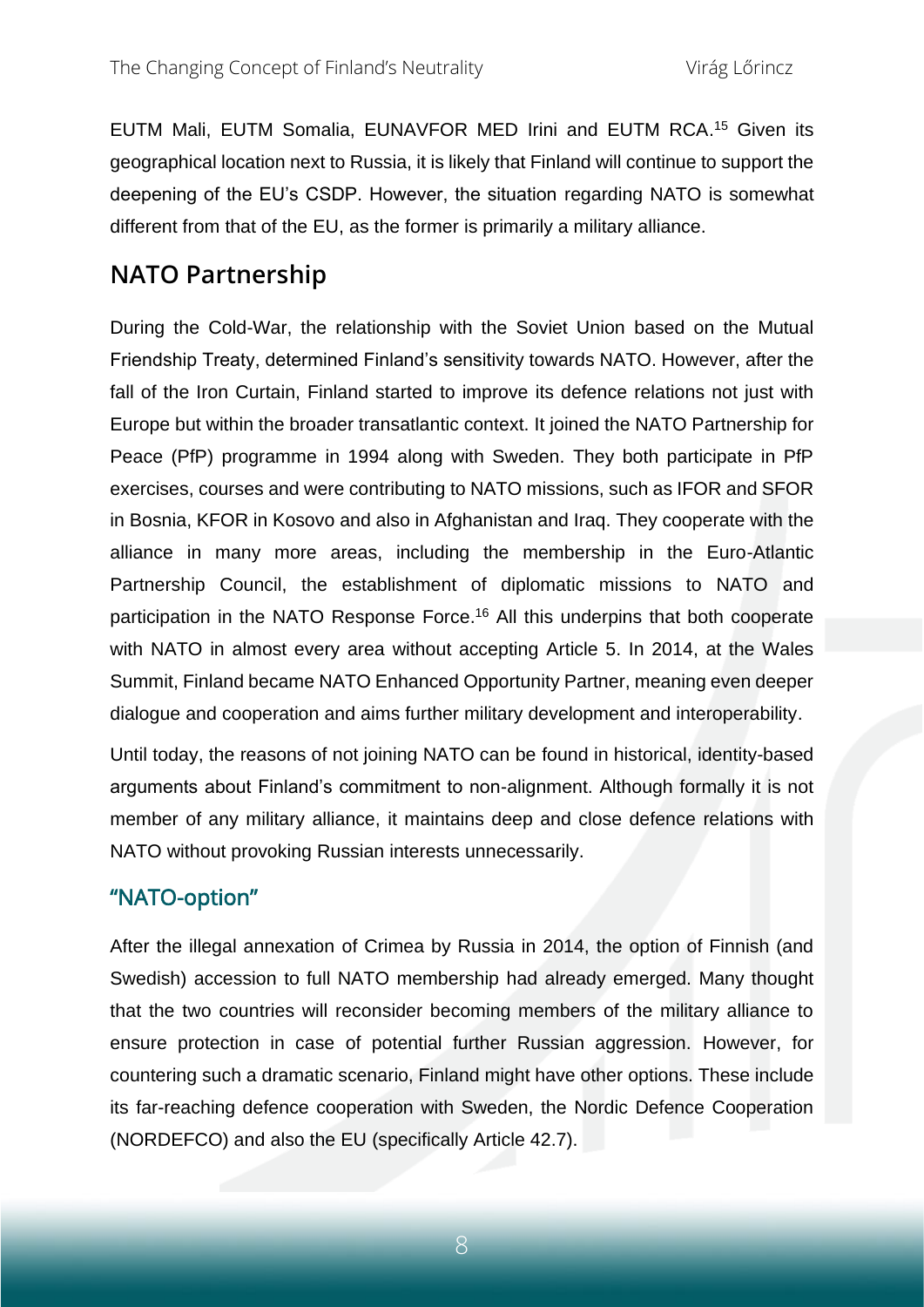EUTM Mali, EUTM Somalia, EUNAVFOR MED Irini and EUTM RCA.[15] Given its geographical location next to Russia, it is likely that Finland will continue to support the deepening of the EU's CSDP. However, the situation regarding NATO is somewhat different from that of the EU, as the former is primarily a military alliance.

## NATO Partnership

During the Cold-War, the relationship with the Soviet Union based on the Mutual Friendship Treaty, determined Finland's sensitivity towards NATO. However, after the fall of the Iron Curtain, Finland started to improve its defence relations not just with Europe but within the broader transatlantic context. It joined the NATO Partnership for Peace (PfP) programme in 1994 along with Sweden. They both participate in PfP exercises, courses and were contributing to NATO missions, such as IFOR and SFOR in Bosnia, KFOR in Kosovo and also in Afghanistan and Iraq. They cooperate with the alliance in many more areas, including the membership in the Euro-Atlantic Partnership Council, the establishment of diplomatic missions to NATO and participation in the NATO Response Force.[16] All this underpins that both cooperate with NATO in almost every area without accepting Article 5. In 2014, at the Wales Summit, Finland became NATO Enhanced Opportunity Partner, meaning even deeper dialogue and cooperation and aims further military development and interoperability.

Until today, the reasons of not joining NATO can be found in historical, identity-based arguments about Finland's commitment to non-alignment. Although formally it is not member of any military alliance, it maintains deep and close defence relations with NATO without provoking Russian interests unnecessarily.

### "NATO-option"

After the illegal annexation of Crimea by Russia in 2014, the option of Finnish (and Swedish) accession to full NATO membership had already emerged. Many thought that the two countries will reconsider becoming members of the military alliance to ensure protection in case of potential further Russian aggression. However, for countering such a dramatic scenario, Finland might have other options. These include its far-reaching defence cooperation with Sweden, the Nordic Defence Cooperation (NORDEFCO) and also the EU (specifically Article 42.7).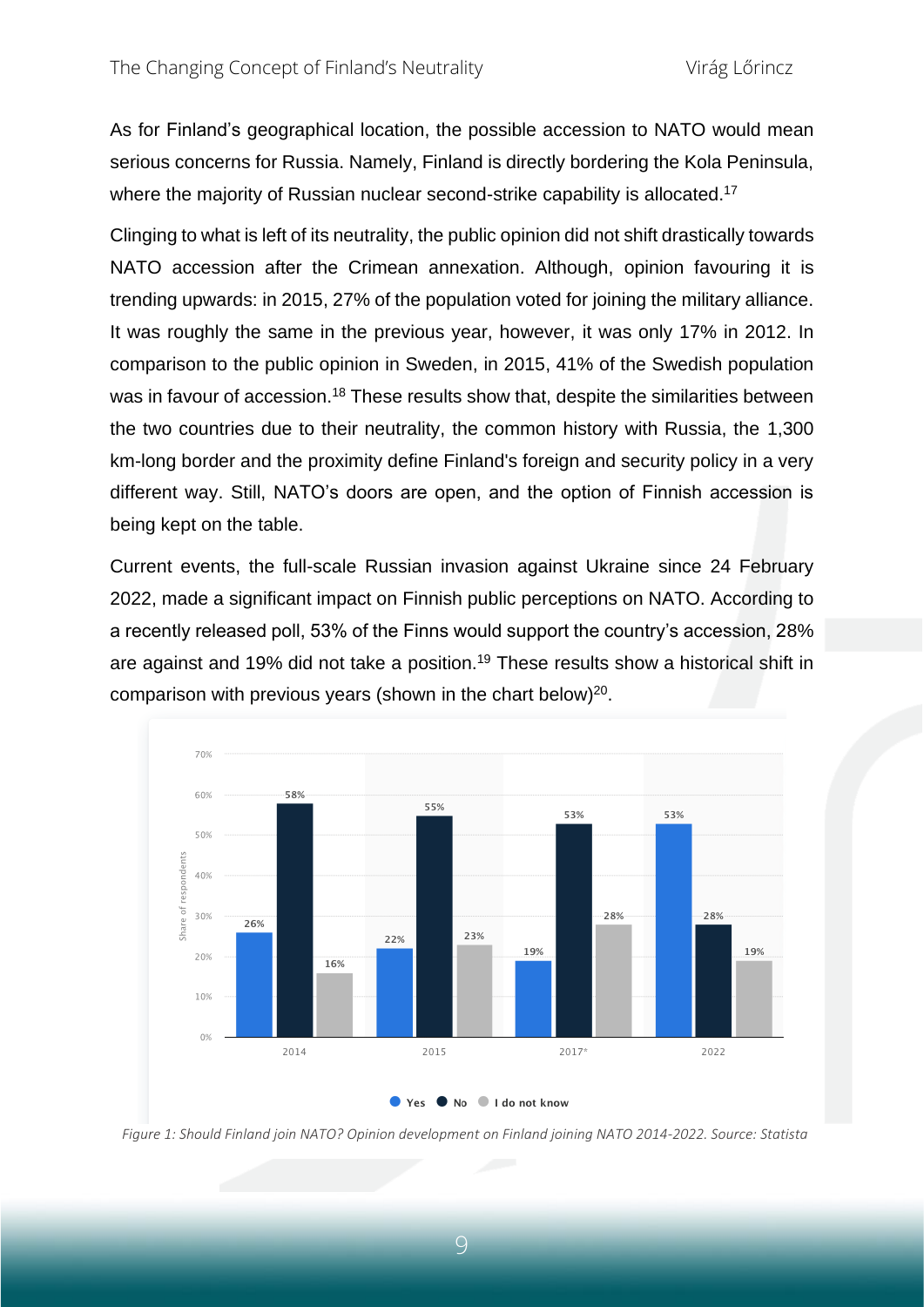As for Finland's geographical location, the possible accession to NATO would mean serious concerns for Russia. Namely, Finland is directly bordering the Kola Peninsula, where the majority of Russian nuclear second-strike capability is allocated.[17]

Clinging to what is left of its neutrality, the public opinion did not shift drastically towards NATO accession after the Crimean annexation. Although, opinion favouring it is trending upwards: in 2015, 27% of the population voted for joining the military alliance. It was roughly the same in the previous year, however, it was only 17% in 2012. In comparison to the public opinion in Sweden, in 2015, 41% of the Swedish population was in favour of accession.[18] These results show that, despite the similarities between the two countries due to their neutrality, the common history with Russia, the 1,300 km-long border and the proximity define Finland's foreign and security policy in a very different way. Still, NATO's doors are open, and the option of Finnish accession is being kept on the table.

Current events, the full-scale Russian invasion against Ukraine since 24 February 2022, made a significant impact on Finnish public perceptions on NATO. According to a recently released poll, 53% of the Finns would support the country's accession, 28% are against and 19% did not take a position.[19] These results show a historical shift in comparison with previous years (shown in the chart below)[20].

| Year | Yes | No | I do not know |
|---|---|---|---|
| 2014 | 26% | 58% | 16% |
| 2015 | 22% | 55% | 23% |
| 2017* | 19% | 53% | 28% |
| 2022 | 53% | 28% | 19% |

*Figure 1: Should Finland join NATO? Opinion development on Finland joining NATO 2014-2022. Source: Statista*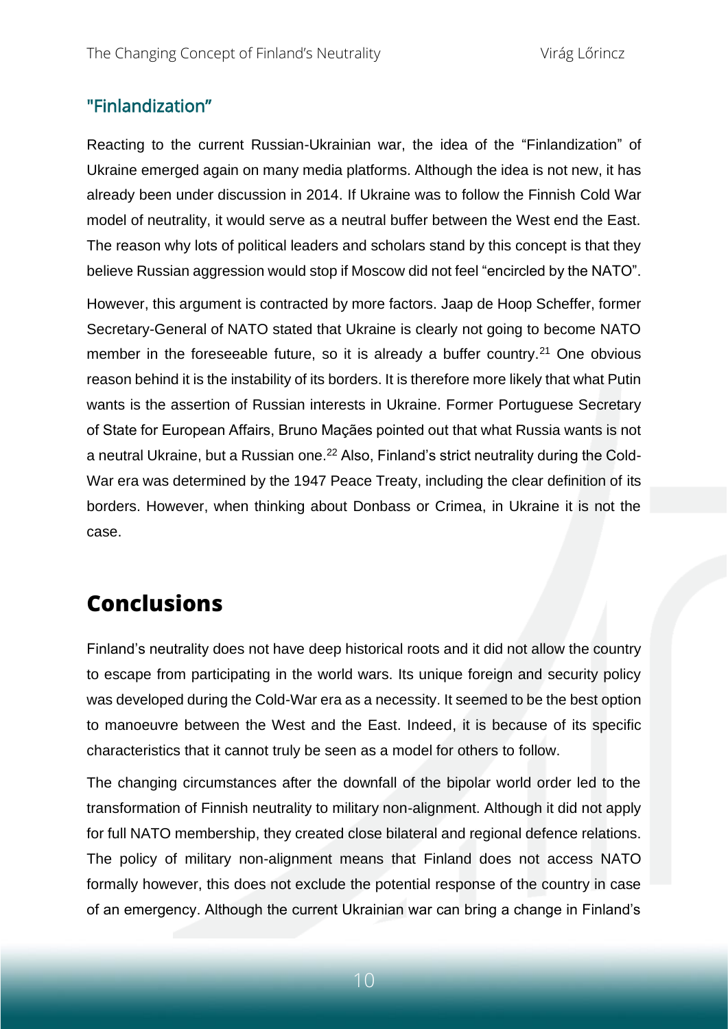## "Finlandization"

Reacting to the current Russian-Ukrainian war, the idea of the "Finlandization" of Ukraine emerged again on many media platforms. Although the idea is not new, it has already been under discussion in 2014. If Ukraine was to follow the Finnish Cold War model of neutrality, it would serve as a neutral buffer between the West end the East. The reason why lots of political leaders and scholars stand by this concept is that they believe Russian aggression would stop if Moscow did not feel "encircled by the NATO".

However, this argument is contracted by more factors. Jaap de Hoop Scheffer, former Secretary-General of NATO stated that Ukraine is clearly not going to become NATO member in the foreseeable future, so it is already a buffer country.[21] One obvious reason behind it is the instability of its borders. It is therefore more likely that what Putin wants is the assertion of Russian interests in Ukraine. Former Portuguese Secretary of State for European Affairs, Bruno Maçães pointed out that what Russia wants is not a neutral Ukraine, but a Russian one.[22] Also, Finland's strict neutrality during the Cold-War era was determined by the 1947 Peace Treaty, including the clear definition of its borders. However, when thinking about Donbass or Crimea, in Ukraine it is not the case.

# Conclusions

Finland's neutrality does not have deep historical roots and it did not allow the country to escape from participating in the world wars. Its unique foreign and security policy was developed during the Cold-War era as a necessity. It seemed to be the best option to manoeuvre between the West and the East. Indeed, it is because of its specific characteristics that it cannot truly be seen as a model for others to follow.

The changing circumstances after the downfall of the bipolar world order led to the transformation of Finnish neutrality to military non-alignment. Although it did not apply for full NATO membership, they created close bilateral and regional defence relations. The policy of military non-alignment means that Finland does not access NATO formally however, this does not exclude the potential response of the country in case of an emergency. Although the current Ukrainian war can bring a change in Finland's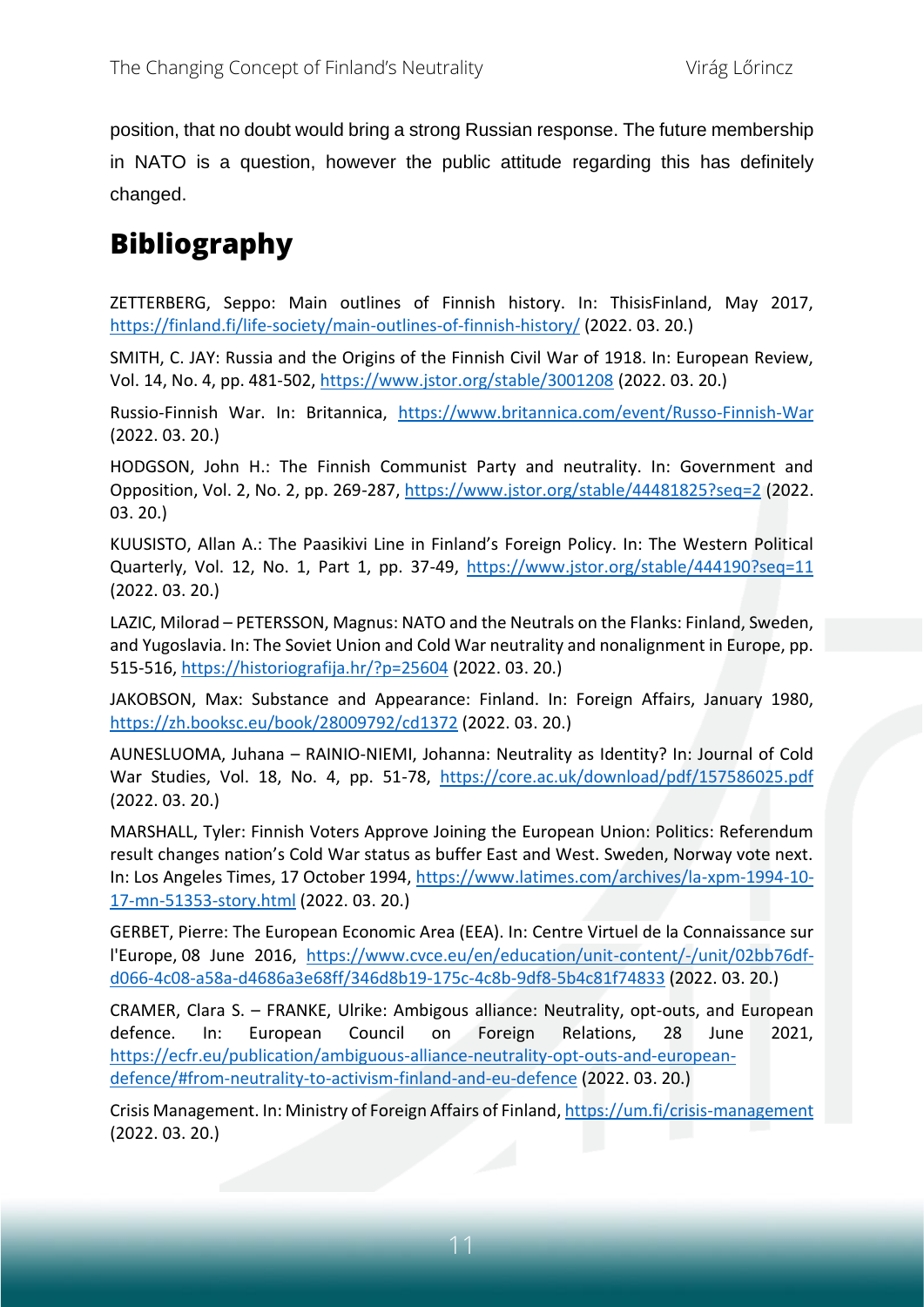position, that no doubt would bring a strong Russian response. The future membership in NATO is a question, however the public attitude regarding this has definitely changed.

# Bibliography

ZETTERBERG, Seppo: Main outlines of Finnish history. In: ThisisFinland, May 2017, https://finland.fi/life-society/main-outlines-of-finnish-history/ (2022. 03. 20.)

SMITH, C. JAY: Russia and the Origins of the Finnish Civil War of 1918. In: European Review, Vol. 14, No. 4, pp. 481-502, https://www.jstor.org/stable/3001208 (2022. 03. 20.)

Russio-Finnish War. In: Britannica, https://www.britannica.com/event/Russo-Finnish-War (2022. 03. 20.)

HODGSON, John H.: The Finnish Communist Party and neutrality. In: Government and Opposition, Vol. 2, No. 2, pp. 269-287, https://www.jstor.org/stable/44481825?seq=2 (2022. 03. 20.)

KUUSISTO, Allan A.: The Paasikivi Line in Finland's Foreign Policy. In: The Western Political Quarterly, Vol. 12, No. 1, Part 1, pp. 37-49, https://www.jstor.org/stable/444190?seq=11 (2022. 03. 20.)

LAZIC, Milorad – PETERSSON, Magnus: NATO and the Neutrals on the Flanks: Finland, Sweden, and Yugoslavia. In: The Soviet Union and Cold War neutrality and nonalignment in Europe, pp. 515-516, https://historiografija.hr/?p=25604 (2022. 03. 20.)

JAKOBSON, Max: Substance and Appearance: Finland. In: Foreign Affairs, January 1980, https://zh.booksc.eu/book/28009792/cd1372 (2022. 03. 20.)

AUNESLUOMA, Juhana – RAINIO-NIEMI, Johanna: Neutrality as Identity? In: Journal of Cold War Studies, Vol. 18, No. 4, pp. 51-78, https://core.ac.uk/download/pdf/157586025.pdf (2022. 03. 20.)

MARSHALL, Tyler: Finnish Voters Approve Joining the European Union: Politics: Referendum result changes nation's Cold War status as buffer East and West. Sweden, Norway vote next. In: Los Angeles Times, 17 October 1994, https://www.latimes.com/archives/la-xpm-1994-10-17-mn-51353-story.html (2022. 03. 20.)

GERBET, Pierre: The European Economic Area (EEA). In: Centre Virtuel de la Connaissance sur l'Europe, 08 June 2016, https://www.cvce.eu/en/education/unit-content/-/unit/02bb76df-d066-4c08-a58a-d4686a3e68ff/346d8b19-175c-4c8b-9df8-5b4c81f74833 (2022. 03. 20.)

CRAMER, Clara S. – FRANKE, Ulrike: Ambigous alliance: Neutrality, opt-outs, and European defence. In: European Council on Foreign Relations, 28 June 2021, https://ecfr.eu/publication/ambiguous-alliance-neutrality-opt-outs-and-european-defence/#from-neutrality-to-activism-finland-and-eu-defence (2022. 03. 20.)

Crisis Management. In: Ministry of Foreign Affairs of Finland, https://um.fi/crisis-management (2022. 03. 20.)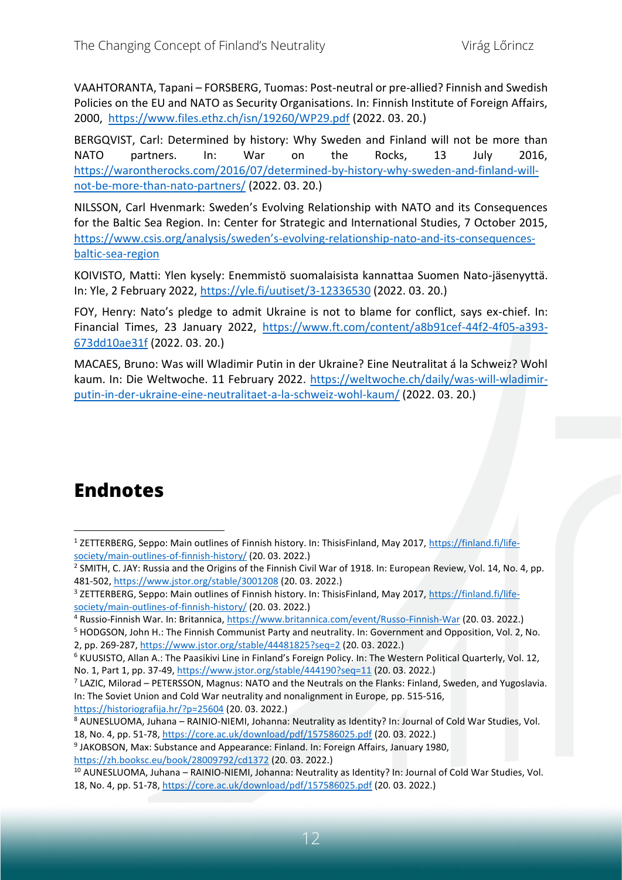VAAHTORANTA, Tapani – FORSBERG, Tuomas: Post-neutral or pre-allied? Finnish and Swedish Policies on the EU and NATO as Security Organisations. In: Finnish Institute of Foreign Affairs, 2000, https://www.files.ethz.ch/isn/19260/WP29.pdf (2022. 03. 20.)

BERGQVIST, Carl: Determined by history: Why Sweden and Finland will not be more than NATO partners. In: War on the Rocks, 13 July 2016, https://warontherocks.com/2016/07/determined-by-history-why-sweden-and-finland-will-not-be-more-than-nato-partners/ (2022. 03. 20.)

NILSSON, Carl Hvenmark: Sweden's Evolving Relationship with NATO and its Consequences for the Baltic Sea Region. In: Center for Strategic and International Studies, 7 October 2015, https://www.csis.org/analysis/sweden's-evolving-relationship-nato-and-its-consequences-baltic-sea-region

KOIVISTO, Matti: Ylen kysely: Enemmistö suomalaisista kannattaa Suomen Nato-jäsenyyttä. In: Yle, 2 February 2022, https://yle.fi/uutiset/3-12336530 (2022. 03. 20.)

FOY, Henry: Nato's pledge to admit Ukraine is not to blame for conflict, says ex-chief. In: Financial Times, 23 January 2022, https://www.ft.com/content/a8b91cef-44f2-4f05-a393-673dd10ae31f (2022. 03. 20.)

MACAES, Bruno: Was will Wladimir Putin in der Ukraine? Eine Neutralitat á la Schweiz? Wohl kaum. In: Die Weltwoche. 11 February 2022. https://weltwoche.ch/daily/was-will-wladimir-putin-in-der-ukraine-eine-neutralitaet-a-la-schweiz-wohl-kaum/ (2022. 03. 20.)

# Endnotes

[1] ZETTERBERG, Seppo: Main outlines of Finnish history. In: ThisisFinland, May 2017, https://finland.fi/life-society/main-outlines-of-finnish-history/ (20. 03. 2022.)

[2] SMITH, C. JAY: Russia and the Origins of the Finnish Civil War of 1918. In: European Review, Vol. 14, No. 4, pp. 481-502, https://www.jstor.org/stable/3001208 (20. 03. 2022.)

[3] ZETTERBERG, Seppo: Main outlines of Finnish history. In: ThisisFinland, May 2017, https://finland.fi/life-society/main-outlines-of-finnish-history/ (20. 03. 2022.)

[4] Russio-Finnish War. In: Britannica, https://www.britannica.com/event/Russo-Finnish-War (20. 03. 2022.)

[5] HODGSON, John H.: The Finnish Communist Party and neutrality. In: Government and Opposition, Vol. 2, No. 2, pp. 269-287, https://www.jstor.org/stable/44481825?seq=2 (20. 03. 2022.)

[6] KUUSISTO, Allan A.: The Paasikivi Line in Finland's Foreign Policy. In: The Western Political Quarterly, Vol. 12, No. 1, Part 1, pp. 37-49, https://www.jstor.org/stable/444190?seq=11 (20. 03. 2022.)

[7] LAZIC, Milorad – PETERSSON, Magnus: NATO and the Neutrals on the Flanks: Finland, Sweden, and Yugoslavia. In: The Soviet Union and Cold War neutrality and nonalignment in Europe, pp. 515-516, https://historiografija.hr/?p=25604 (20. 03. 2022.)

[8] AUNESLUOMA, Juhana – RAINIO-NIEMI, Johanna: Neutrality as Identity? In: Journal of Cold War Studies, Vol. 18, No. 4, pp. 51-78, https://core.ac.uk/download/pdf/157586025.pdf (20. 03. 2022.)

[9] JAKOBSON, Max: Substance and Appearance: Finland. In: Foreign Affairs, January 1980, https://zh.booksc.eu/book/28009792/cd1372 (20. 03. 2022.)

[10] AUNESLUOMA, Juhana – RAINIO-NIEMI, Johanna: Neutrality as Identity? In: Journal of Cold War Studies, Vol. 18, No. 4, pp. 51-78, https://core.ac.uk/download/pdf/157586025.pdf (20. 03. 2022.)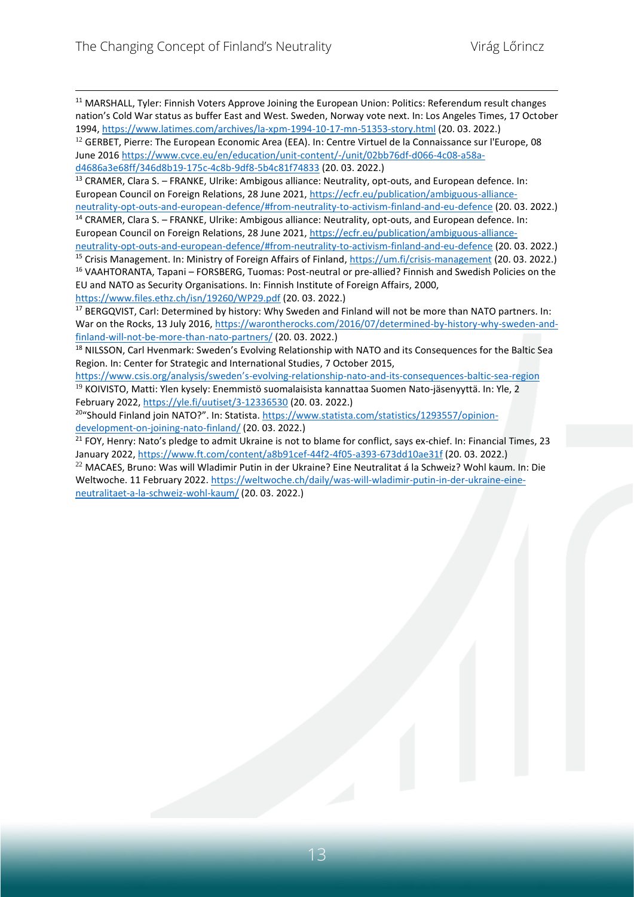[11] MARSHALL, Tyler: Finnish Voters Approve Joining the European Union: Politics: Referendum result changes nation's Cold War status as buffer East and West. Sweden, Norway vote next. In: Los Angeles Times, 17 October 1994, https://www.latimes.com/archives/la-xpm-1994-10-17-mn-51353-story.html (20. 03. 2022.)

[12] GERBET, Pierre: The European Economic Area (EEA). In: Centre Virtuel de la Connaissance sur l'Europe, 08 June 2016 https://www.cvce.eu/en/education/unit-content/-/unit/02bb76df-d066-4c08-a58a-d4686a3e68ff/346d8b19-175c-4c8b-9df8-5b4c81f74833 (20. 03. 2022.)

[13] CRAMER, Clara S. – FRANKE, Ulrike: Ambigous alliance: Neutrality, opt-outs, and European defence. In: European Council on Foreign Relations, 28 June 2021, https://ecfr.eu/publication/ambiguous-alliance-neutrality-opt-outs-and-european-defence/#from-neutrality-to-activism-finland-and-eu-defence (20. 03. 2022.)

[14] CRAMER, Clara S. – FRANKE, Ulrike: Ambigous alliance: Neutrality, opt-outs, and European defence. In: European Council on Foreign Relations, 28 June 2021, https://ecfr.eu/publication/ambiguous-alliance-neutrality-opt-outs-and-european-defence/#from-neutrality-to-activism-finland-and-eu-defence (20. 03. 2022.)

[15] Crisis Management. In: Ministry of Foreign Affairs of Finland, https://um.fi/crisis-management (20. 03. 2022.)

[16] VAAHTORANTA, Tapani – FORSBERG, Tuomas: Post-neutral or pre-allied? Finnish and Swedish Policies on the EU and NATO as Security Organisations. In: Finnish Institute of Foreign Affairs, 2000, https://www.files.ethz.ch/isn/19260/WP29.pdf (20. 03. 2022.)

[17] BERGQVIST, Carl: Determined by history: Why Sweden and Finland will not be more than NATO partners. In: War on the Rocks, 13 July 2016, https://warontherocks.com/2016/07/determined-by-history-why-sweden-and-finland-will-not-be-more-than-nato-partners/ (20. 03. 2022.)

[18] NILSSON, Carl Hvenmark: Sweden's Evolving Relationship with NATO and its Consequences for the Baltic Sea Region. In: Center for Strategic and International Studies, 7 October 2015, https://www.csis.org/analysis/sweden's-evolving-relationship-nato-and-its-consequences-baltic-sea-region

[19] KOIVISTO, Matti: Ylen kysely: Enemmistö suomalaisista kannattaa Suomen Nato-jäsenyyttä. In: Yle, 2 February 2022, https://yle.fi/uutiset/3-12336530 (20. 03. 2022.)

[20] "Should Finland join NATO?". In: Statista. https://www.statista.com/statistics/1293557/opinion-development-on-joining-nato-finland/ (20. 03. 2022.)

[21] FOY, Henry: Nato's pledge to admit Ukraine is not to blame for conflict, says ex-chief. In: Financial Times, 23 January 2022, https://www.ft.com/content/a8b91cef-44f2-4f05-a393-673dd10ae31f (20. 03. 2022.)

[22] MACAES, Bruno: Was will Wladimir Putin in der Ukraine? Eine Neutralitat á la Schweiz? Wohl kaum. In: Die Weltwoche. 11 February 2022. https://weltwoche.ch/daily/was-will-wladimir-putin-in-der-ukraine-eine-neutralitaet-a-la-schweiz-wohl-kaum/ (20. 03. 2022.)